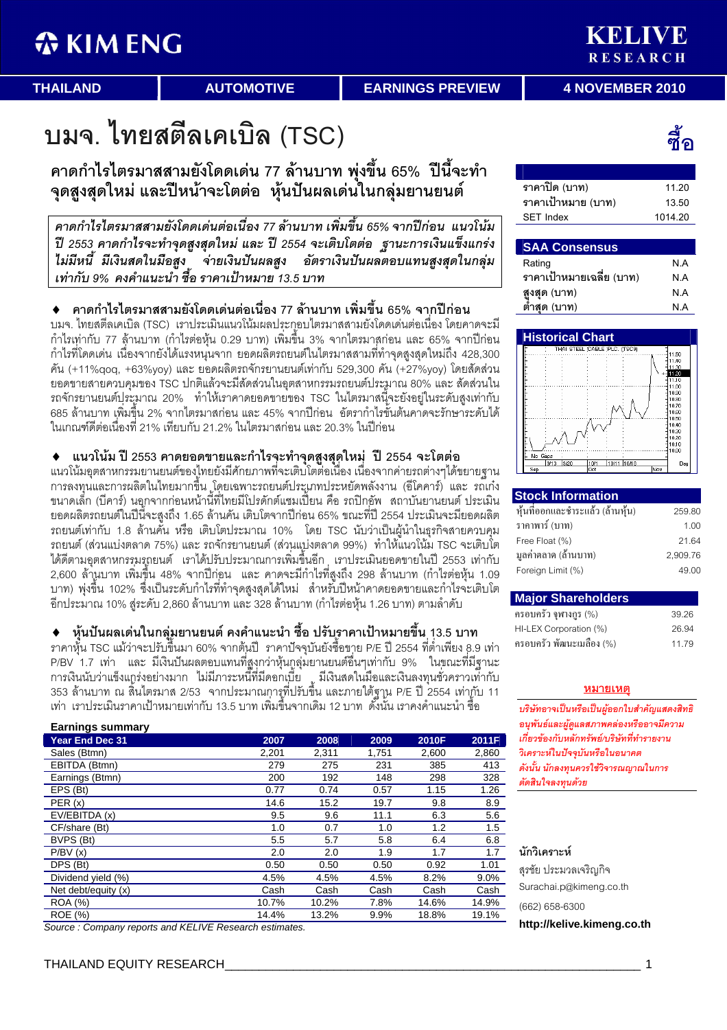KIM ENG | KELIVE RESEARCH

THAILAND | AUTOMOTIVE | EARNINGS PREVIEW | 4 NOVEMBER 2010

# บมจ. ไทยสตีลเคเบิล (TSC)

**ซื้อ**

## คาดกำไรไตรมาสสามยังโดดเด่น 77 ล้านบาท พุ่งขึ้น 65% ปีนี้จะทำจุดสูงสุดใหม่ และปีหน้าจะโตต่อ หุ้นปันผลเด่นในกลุ่มยานยนต์

*คาดกำไรไตรมาสสามยังโดดเด่นต่อเนื่อง 77 ล้านบาท เพิ่มขึ้น 65% จากปีก่อน แนวโน้มปี 2553 คาดกำไรจะทำจุดสูงสุดใหม่ และ ปี 2554 จะเติบโตต่อ ฐานะการเงินแข็งแกร่งไม่มีหนี้ มีเงินสดในมือสูง จ่ายเงินปันผลสูง อัตราเงินปันผลตอบแทนสูงสุดในกลุ่มเท่ากับ 9% คงคำแนะนำ ซื้อ ราคาเป้าหมาย 13.5 บาท*

### ♦ คาดกำไรไตรมาสสามยังโดดเด่นต่อเนื่อง 77 ล้านบาท เพิ่มขึ้น 65% จากปีก่อน

บมจ. ไทยสตีลเคเบิล (TSC) เราประเมินแนวโน้มผลประกอบไตรมาสสามยังโดดเด่นต่อเนื่อง โดยคาดจะมีกำไรเท่ากับ 77 ล้านบาท (กำไรต่อหุ้น 0.29 บาท) เพิ่มขึ้น 3% จากไตรมาสก่อน และ 65% จากปีก่อน กำไรที่โดดเด่น เนื่องจากยังได้แรงหนุนจาก ยอดผลิตรถยนต์ในไตรมาสสามที่ทำจุดสูงสุดใหม่ถึง 428,300 คัน (+11%qoq, +63%yoy) และ ยอดผลิตรถจักรยานยนต์เท่ากับ 529,300 คัน (+27%yoy) โดยสัดส่วนยอดขายสายควบคุมของ TSC ปกติแล้วจะมีสัดส่วนในอุตสาหกรรมรถยนต์ประมาณ 80% และ สัดส่วนในรถจักรยานยนต์ประมาณ 20% ทำให้เราคาดยอดขายของ TSC ในไตรมาสนี้จะยังอยู่ในระดับสูงเท่ากับ 685 ล้านบาท เพิ่มขึ้น 2% จากไตรมาสก่อน และ 45% จากปีก่อน อัตรากำไรขั้นต้นคาดจะรักษาระดับได้ในเกณฑ์ที่ดีต่อเนื่องที่ 21% เทียบกับ 21.2% ในไตรมาสก่อน และ 20.3% ในปีก่อน

### ♦ แนวโน้ม ปี 2553 คาดยอดขายและกำไรจะทำจุดสูงสุดใหม่ ปี 2554 จะโตต่อ

แนวโน้มอุตสาหกรรมยานยนต์ของไทยยังมีศักยภาพที่จะเติบโตต่อเนื่อง เนื่องจากค่ายรถต่างๆได้ขยายฐานการลงทุนและการผลิตในไทยมากขึ้น โดยเฉพาะรถยนต์ประเภทประหยัดพลังงาน (อีโคคาร์) และ รถเก๋งขนาดเล็ก (บีคาร์) นอกจากก่อนหน้านี้ที่ไทยมีโปรดักต์แชมเปี้ยน คือ รถปิกอัพ สถาบันยานยนต์ ประเมินยอดผลิตรถยนต์ในปีนี้จะสูงถึง 1.65 ล้านคัน เติบโตจากปีก่อน 65% ขณะที่ปี 2554 ประเมินจะมียอดผลิตรถยนต์เท่ากับ 1.8 ล้านคัน หรือ เติบโตประมาณ 10% โดย TSC นับว่าเป็นผู้นำในธุรกิจสายควบคุมรถยนต์ (ส่วนแบ่งตลาด 75%) และ รถจักรยานยนต์ (ส่วนแบ่งตลาด 99%) ทำให้แนวโน้ม TSC จะเติบโตได้ดีตามอุตสาหกรรมรถยนต์ เราได้ปรับประมาณการเพิ่มขึ้นอีก เราประเมินยอดขายในปี 2553 เท่ากับ 2,600 ล้านบาท เพิ่มขึ้น 48% จากปีก่อน และ คาดจะมีกำไรที่สูงถึง 298 ล้านบาท (กำไรต่อหุ้น 1.09 บาท) พุ่งขึ้น 102% ซึ่งเป็นระดับกำไรที่ทำจุดสูงสุดได้ใหม่ สำหรับปีหน้าคาดยอดขายและกำไรจะเติบโตอีกประมาณ 10% สู่ระดับ 2,860 ล้านบาท และ 328 ล้านบาท (กำไรต่อหุ้น 1.26 บาท) ตามลำดับ

### ♦ หุ้นปันผลเด่นในกลุ่มยานยนต์ คงคำแนะนำ ซื้อ ปรับราคาเป้าหมายขึ้น 13.5 บาท

ราคาหุ้น TSC แม้ว่าจะปรับขึ้นมา 60% จากต้นปี ราคาปัจจุบันยังซื้อขาย P/E ปี 2554 ที่ต่ำเพียง 8.9 เท่า P/BV 1.7 เท่า และ มีเงินปันผลตอบแทนที่สูงกว่าหุ้นกลุ่มยานยนต์อื่นๆเท่ากับ 9% ในขณะที่มีฐานะการเงินนับว่าแข็งแกร่งอย่างมาก ไม่มีภาระหนี้ที่มีดอกเบี้ย มีเงินสดในมือและเงินลงทุนชั่วคราวเท่ากับ 353 ล้านบาท ณ สิ้นไตรมาส 2/53 จากประมาณการที่ปรับขึ้น และภายใต้ฐาน P/E ปี 2554 เท่ากับ 11 เท่า เราประเมินราคาเป้าหมายเท่ากับ 13.5 บาท เพิ่มขึ้นจากเดิม 12 บาท ดังนั้น เราคงคำแนะนำ ซื้อ

**Earnings summary**

| Year End Dec 31 | 2007 | 2008 | 2009 | 2010F | 2011F |
|---|---|---|---|---|---|
| Sales (Btmn) | 2,201 | 2,311 | 1,751 | 2,600 | 2,860 |
| EBITDA (Btmn) | 279 | 275 | 231 | 385 | 413 |
| Earnings (Btmn) | 200 | 192 | 148 | 298 | 328 |
| EPS (Bt) | 0.77 | 0.74 | 0.57 | 1.15 | 1.26 |
| PER (x) | 14.6 | 15.2 | 19.7 | 9.8 | 8.9 |
| EV/EBITDA (x) | 9.5 | 9.6 | 11.1 | 6.3 | 5.6 |
| CF/share (Bt) | 1.0 | 0.7 | 1.0 | 1.2 | 1.5 |
| BVPS (Bt) | 5.5 | 5.7 | 5.8 | 6.4 | 6.8 |
| P/BV (x) | 2.0 | 2.0 | 1.9 | 1.7 | 1.7 |
| DPS (Bt) | 0.50 | 0.50 | 0.50 | 0.92 | 1.01 |
| Dividend yield (%) | 4.5% | 4.5% | 4.5% | 8.2% | 9.0% |
| Net debt/equity (x) | Cash | Cash | Cash | Cash | Cash |
| ROA (%) | 10.7% | 10.2% | 7.8% | 14.6% | 14.9% |
| ROE (%) | 14.4% | 13.2% | 9.9% | 18.8% | 19.1% |

Source : Company reports and KELIVE Research estimates.

| | |
|---|---|
| ราคาปิด (บาท) | 11.20 |
| ราคาเป้าหมาย (บาท) | 13.50 |
| SET Index | 1014.20 |

**SAA Consensus**

| | |
|---|---|
| Rating | N.A |
| ราคาเป้าหมายเฉลี่ย (บาท) | N.A |
| สูงสุด (บาท) | N.A |
| ต่ำสุด (บาท) | N.A |

**Historical Chart**

**Stock Information**

| | |
|---|---|
| หุ้นที่ออกและชำระแล้ว (ล้านหุ้น) | 259.80 |
| ราคาพาร์ (บาท) | 1.00 |
| Free Float (%) | 21.64 |
| มูลค่าตลาด (ล้านบาท) | 2,909.76 |
| Foreign Limit (%) | 49.00 |

**Major Shareholders**

| | |
|---|---|
| ครอบครัว จูพานคูร (%) | 39.26 |
| HI-LEX Corporation (%) | 26.94 |
| ครอบครัว พัฒนะเมลือง (%) | 11.79 |

**หมายเหตุ**

*บริษัทอาจเป็นหรือเป็นผู้ออกใบสำคัญแสดงสิทธิอนุพันธ์และผู้ดูแลสภาพคล่องหรืออาจมีความเกี่ยวข้องกับหลักทรัพย์/บริษัทที่ทำรายงานวิเคราะห์ในปัจจุบันหรือในอนาคต ดังนั้น นักลงทุนควรใช้วิจารณญาณในการตัดสินใจลงทุนด้วย*

**นักวิเคราะห์**

สุรชัย ประมวลเจริญกิจ

Surachai.p@kimeng.co.th

(662) 658-6300

**http://kelive.kimeng.co.th**

THAILAND EQUITY RESEARCH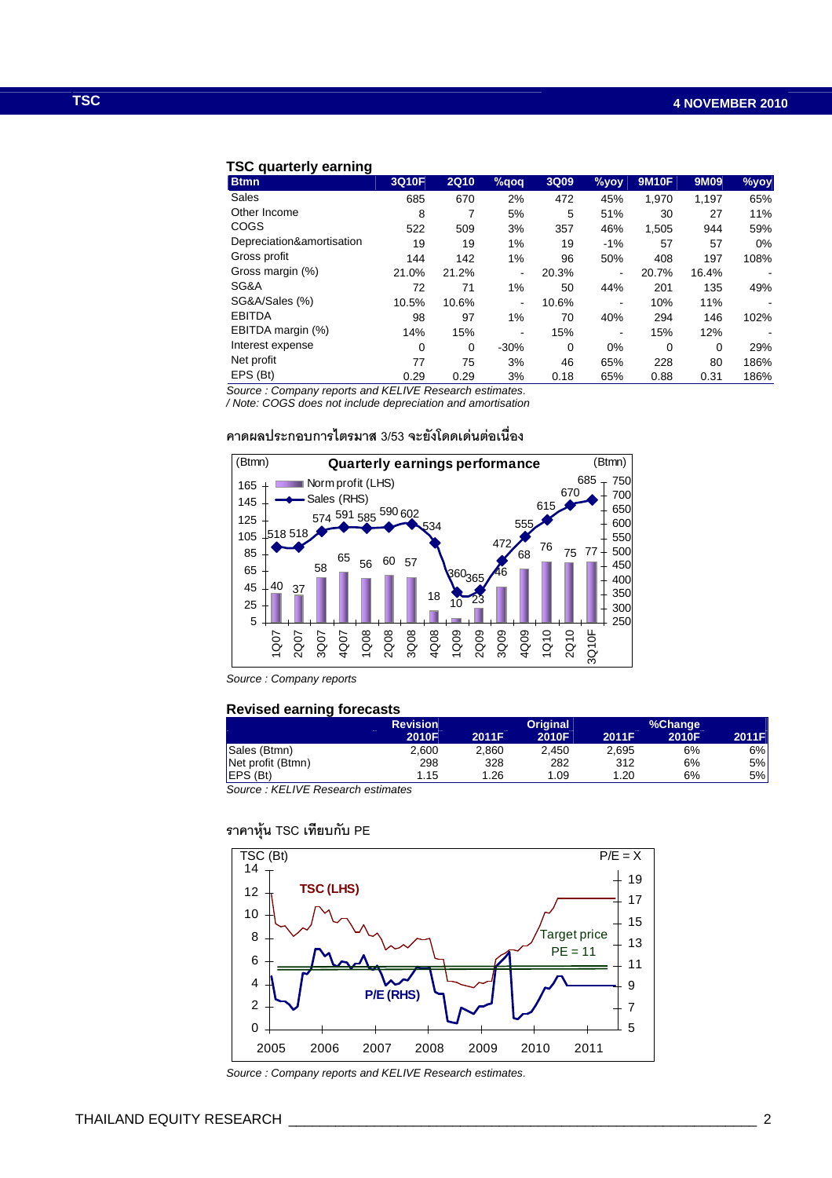## TSC quarterly earning

| Btmn | 3Q10F | 2Q10 | %qoq | 3Q09 | %yoy | 9M10F | 9M09 | %yoy |
|---|---|---|---|---|---|---|---|---|
| Sales | 685 | 670 | 2% | 472 | 45% | 1,970 | 1,197 | 65% |
| Other Income | 8 | 7 | 5% | 5 | 51% | 30 | 27 | 11% |
| COGS | 522 | 509 | 3% | 357 | 46% | 1,505 | 944 | 59% |
| Depreciation&amortisation | 19 | 19 | 1% | 19 | -1% | 57 | 57 | 0% |
| Gross profit | 144 | 142 | 1% | 96 | 50% | 408 | 197 | 108% |
| Gross margin (%) | 21.0% | 21.2% | - | 20.3% | - | 20.7% | 16.4% | - |
| SG&A | 72 | 71 | 1% | 50 | 44% | 201 | 135 | 49% |
| SG&A/Sales (%) | 10.5% | 10.6% | - | 10.6% | - | 10% | 11% | - |
| EBITDA | 98 | 97 | 1% | 70 | 40% | 294 | 146 | 102% |
| EBITDA margin (%) | 14% | 15% | - | 15% | - | 15% | 12% | - |
| Interest expense | 0 | 0 | -30% | 0 | 0% | 0 | 0 | 29% |
| Net profit | 77 | 75 | 3% | 46 | 65% | 228 | 80 | 186% |
| EPS (Bt) | 0.29 | 0.29 | 3% | 0.18 | 65% | 0.88 | 0.31 | 186% |

*Source : Company reports and KELIVE Research estimates.*
*/ Note: COGS does not include depreciation and amortisation*

คาดผลประกอบการไตรมาส 3/53 จะยังโดดเด่นต่อเนื่อง

Quarterly earnings performance

| Quarter | Norm profit (LHS, Btmn) | Sales (RHS, Btmn) |
|---|---|---|
| 1Q07 | 40 | 518 |
| 2Q07 | 37 | 518 |
| 3Q07 | 58 | 574 |
| 4Q07 | 65 | 591 |
| 1Q08 | 56 | 585 |
| 2Q08 | 60 | 590 |
| 3Q08 | 57 | 602 |
| 4Q08 | 18 | 534 |
| 1Q09 | 10 | 360 |
| 2Q09 | 23 | 365 |
| 3Q09 | 46 | 472 |
| 4Q09 | 68 | 555 |
| 1Q10 | 76 | 615 |
| 2Q10 | 75 | 670 |
| 3Q10F | 77 | 685 |

*Source : Company reports*

## Revised earning forecasts

| | Revision | | Original | | %Change | |
|---|---|---|---|---|---|---|
| | 2010F | 2011F | 2010F | 2011F | 2010F | 2011F |
| Sales (Btmn) | 2,600 | 2,860 | 2,450 | 2,695 | 6% | 6% |
| Net profit (Btmn) | 298 | 328 | 282 | 312 | 6% | 5% |
| EPS (Bt) | 1.15 | 1.26 | 1.09 | 1.20 | 6% | 5% |

*Source : KELIVE Research estimates*

ราคาหุ้น TSC เทียบกับ PE

TSC (Bt) vs P/E = X — TSC (LHS), P/E (RHS), Target price PE = 11, 2005–2011

*Source : Company reports and KELIVE Research estimates.*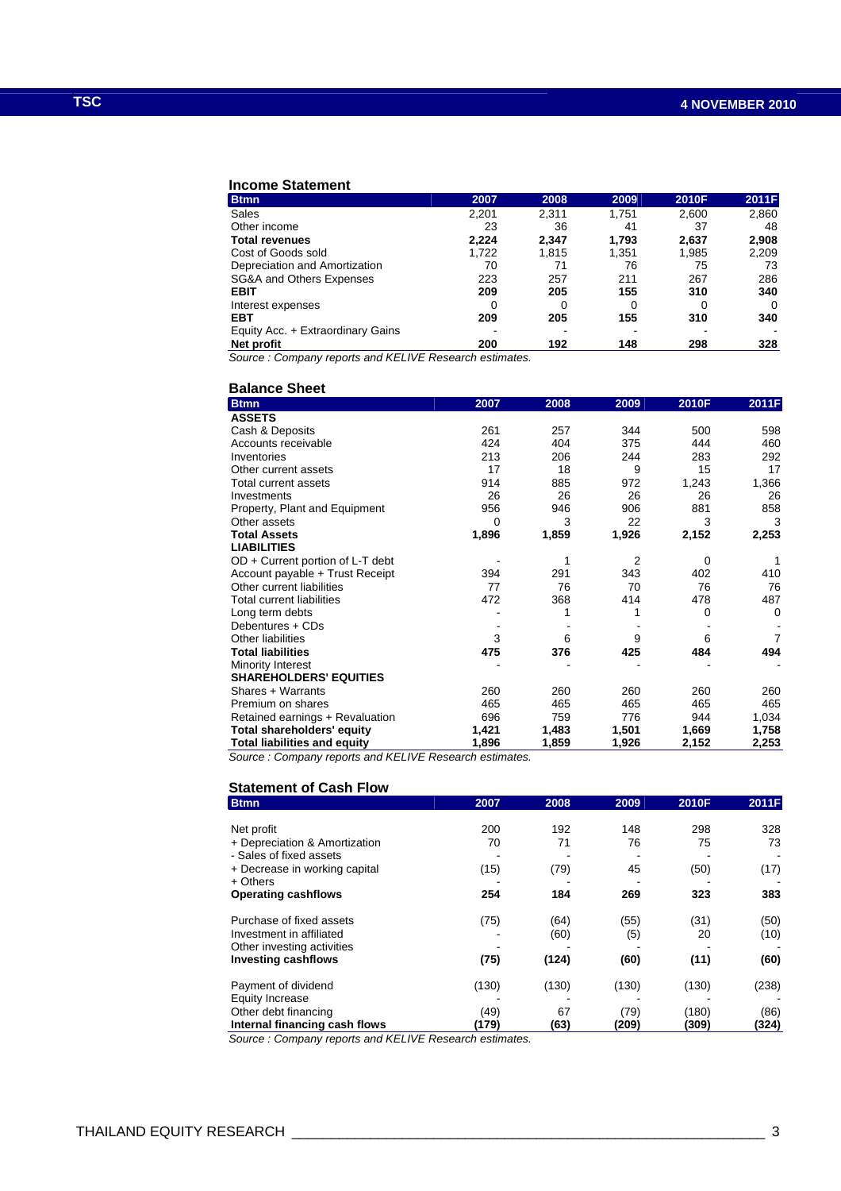### Income Statement

| Btmn | 2007 | 2008 | 2009 | 2010F | 2011F |
|---|---|---|---|---|---|
| Sales | 2,201 | 2,311 | 1,751 | 2,600 | 2,860 |
| Other income | 23 | 36 | 41 | 37 | 48 |
| **Total revenues** | **2,224** | **2,347** | **1,793** | **2,637** | **2,908** |
| Cost of Goods sold | 1,722 | 1,815 | 1,351 | 1,985 | 2,209 |
| Depreciation and Amortization | 70 | 71 | 76 | 75 | 73 |
| SG&A and Others Expenses | 223 | 257 | 211 | 267 | 286 |
| **EBIT** | **209** | **205** | **155** | **310** | **340** |
| Interest expenses | 0 | 0 | 0 | 0 | 0 |
| **EBT** | **209** | **205** | **155** | **310** | **340** |
| Equity Acc. + Extraordinary Gains | - | - | - | - | - |
| **Net profit** | **200** | **192** | **148** | **298** | **328** |

*Source : Company reports and KELIVE Research estimates.*

### Balance Sheet

| Btmn | 2007 | 2008 | 2009 | 2010F | 2011F |
|---|---|---|---|---|---|
| **ASSETS** | | | | | |
| Cash & Deposits | 261 | 257 | 344 | 500 | 598 |
| Accounts receivable | 424 | 404 | 375 | 444 | 460 |
| Inventories | 213 | 206 | 244 | 283 | 292 |
| Other current assets | 17 | 18 | 9 | 15 | 17 |
| Total current assets | 914 | 885 | 972 | 1,243 | 1,366 |
| Investments | 26 | 26 | 26 | 26 | 26 |
| Property, Plant and Equipment | 956 | 946 | 906 | 881 | 858 |
| Other assets | 0 | 3 | 22 | 3 | 3 |
| **Total Assets** | **1,896** | **1,859** | **1,926** | **2,152** | **2,253** |
| **LIABILITIES** | | | | | |
| OD + Current portion of L-T debt | - | 1 | 2 | 0 | 1 |
| Account payable + Trust Receipt | 394 | 291 | 343 | 402 | 410 |
| Other current liabilities | 77 | 76 | 70 | 76 | 76 |
| Total current liabilities | 472 | 368 | 414 | 478 | 487 |
| Long term debts | - | 1 | 1 | 0 | 0 |
| Debentures + CDs | - | - | - | - | - |
| Other liabilities | 3 | 6 | 9 | 6 | 7 |
| **Total liabilities** | **475** | **376** | **425** | **484** | **494** |
| Minority Interest | - | - | - | - | - |
| **SHAREHOLDERS' EQUITIES** | | | | | |
| Shares + Warrants | 260 | 260 | 260 | 260 | 260 |
| Premium on shares | 465 | 465 | 465 | 465 | 465 |
| Retained earnings + Revaluation | 696 | 759 | 776 | 944 | 1,034 |
| **Total shareholders' equity** | **1,421** | **1,483** | **1,501** | **1,669** | **1,758** |
| **Total liabilities and equity** | **1,896** | **1,859** | **1,926** | **2,152** | **2,253** |

*Source : Company reports and KELIVE Research estimates.*

### Statement of Cash Flow

| Btmn | 2007 | 2008 | 2009 | 2010F | 2011F |
|---|---|---|---|---|---|
| Net profit | 200 | 192 | 148 | 298 | 328 |
| + Depreciation & Amortization | 70 | 71 | 76 | 75 | 73 |
| - Sales of fixed assets | - | - | - | - | - |
| + Decrease in working capital | (15) | (79) | 45 | (50) | (17) |
| + Others | - | - | - | - | - |
| **Operating cashflows** | **254** | **184** | **269** | **323** | **383** |
| Purchase of fixed assets | (75) | (64) | (55) | (31) | (50) |
| Investment in affiliated | - | (60) | (5) | 20 | (10) |
| Other investing activities | - | - | - | - | - |
| **Investing cashflows** | **(75)** | **(124)** | **(60)** | **(11)** | **(60)** |
| Payment of dividend | (130) | (130) | (130) | (130) | (238) |
| Equity Increase | - | - | - | - | - |
| Other debt financing | (49) | 67 | (79) | (180) | (86) |
| **Internal financing cash flows** | **(179)** | **(63)** | **(209)** | **(309)** | **(324)** |

*Source : Company reports and KELIVE Research estimates.*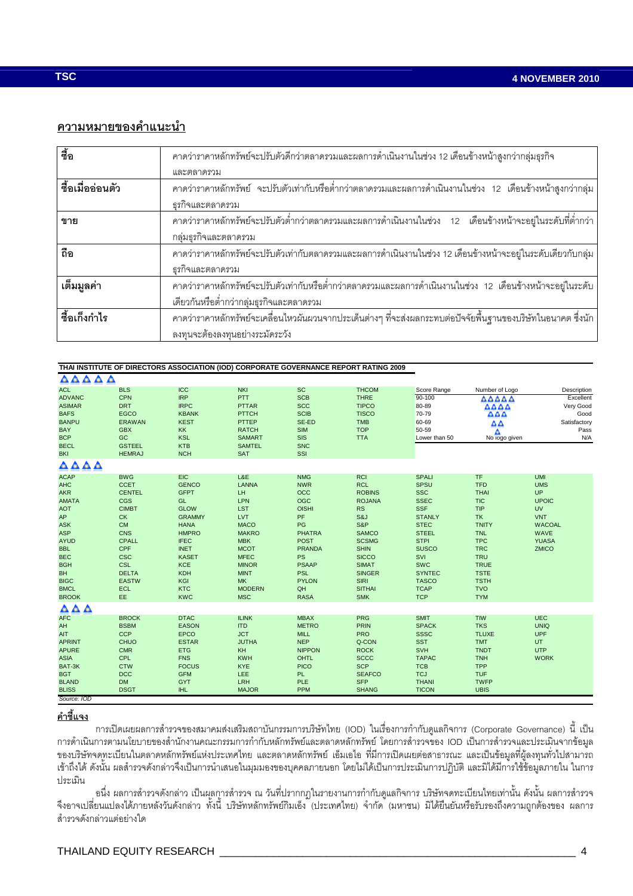## ความหมายของคำแนะนำ

| | |
|---|---|
| **ซื้อ** | คาดว่าราคาหลักทรัพย์จะปรับตัวดีกว่าตลาดรวมและผลการดำเนินงานในช่วง 12 เดือนข้างหน้าสูงกว่ากลุ่มธุรกิจและตลาดรวม |
| **ซื้อเมื่ออ่อนตัว** | คาดว่าราคาหลักทรัพย์ จะปรับตัวเท่ากับหรือต่ำกว่าตลาดรวมและผลการดำเนินงานในช่วง 12 เดือนข้างหน้าสูงกว่ากลุ่มธุรกิจและตลาดรวม |
| **ขาย** | คาดว่าราคาหลักทรัพย์จะปรับตัวต่ำกว่าตลาดรวมและผลการดำเนินงานในช่วง 12 เดือนข้างหน้าจะอยู่ในระดับที่ต่ำกว่ากลุ่มธุรกิจและตลาดรวม |
| **ถือ** | คาดว่าราคาหลักทรัพย์จะปรับตัวเท่ากับตลาดรวมและผลการดำเนินงานในช่วง 12 เดือนข้างหน้าจะอยู่ในระดับเดียวกับกลุ่มธุรกิจและตลาดรวม |
| **เต็มมูลค่า** | คาดว่าราคาหลักทรัพย์จะปรับตัวเท่ากับหรือต่ำกว่าตลาดรวมและผลการดำเนินงานในช่วง 12 เดือนข้างหน้าจะอยู่ในระดับเดียวกันหรือต่ำกว่ากลุ่มธุรกิจและตลาดรวม |
| **ซื้อเก็งกำไร** | คาดว่าราคาหลักทรัพย์จะเคลื่อนไหวผันผวนจากประเด็นต่างๆ ที่จะส่งผลกระทบต่อปัจจัยพื้นฐานของบริษัทในอนาคต ซึ่งนักลงทุนจะต้องลงทุนอย่างระมัดระวัง |

**THAI INSTITUTE OF DIRECTORS ASSOCIATION (IOD) CORPORATE GOVERNANCE REPORT RATING 2009**

| Score Range | Number of Logo | Description |
|---|---|---|
| 90-100 | 5 logos | Excellent |
| 80-89 | 4 logos | Very Good |
| 70-79 | 3 logos | Good |
| 60-69 | 2 logos | Satisfactory |
| 50-59 | 1 logo | Pass |
| Lower than 50 | No logo given | N/A |

**5 logos (Excellent)**

| | | | | | |
|---|---|---|---|---|---|
| ACL | BLS | ICC | NKI | SC | THCOM |
| ADVANC | CPN | IRP | PTT | SCB | THRE |
| ASIMAR | DRT | IRPC | PTTAR | SCC | TIPCO |
| BAFS | EGCO | KBANK | PTTCH | SCIB | TISCO |
| BANPU | ERAWAN | KEST | PTTEP | SE-ED | TMB |
| BAY | GBX | KK | RATCH | SIM | TOP |
| BCP | GC | KSL | SAMART | SIS | TTA |
| BECL | GSTEEL | KTB | SAMTEL | SNC | |
| BKI | HEMRAJ | NCH | SAT | SSI | |

**4 logos (Very Good)**

| | | | | | | | |
|---|---|---|---|---|---|---|---|
| ACAP | BWG | EIC | L&E | NMG | RCI | SPALI | TF | UMI |
| AHC | CCET | GENCO | LANNA | NWR | RCL | SPSU | TFD | UMS |
| AKR | CENTEL | GFPT | LH | OCC | ROBINS | SSC | THAI | UP |
| AMATA | CGS | GL | LPN | OGC | ROJANA | SSEC | TIC | UPOIC |
| AOT | CIMBT | GLOW | LST | OISHI | RS | SSF | TIP | UV |
| AP | CK | GRAMMY | LVT | PF | S&J | STANLY | TK | VNT |
| ASK | CM | HANA | MACO | PG | S&P | STEC | TNITY | WACOAL |
| ASP | CNS | HMPRO | MAKRO | PHATRA | SAMCO | STEEL | TNL | WAVE |
| AYUD | CPALL | IFEC | MBK | POST | SCSMG | STPI | TPC | YUASA |
| BBL | CPF | INET | MCOT | PRANDA | SHIN | SUSCO | TRC | ZMICO |
| BEC | CSC | KASET | MFEC | PS | SICCO | SVI | TRU | |
| BGH | CSL | KCE | MINOR | PSAAP | SIMAT | SWC | TRUE | |
| BH | DELTA | KDH | MINT | PSL | SINGER | SYNTEC | TSTE | |
| BIGC | EASTW | KGI | MK | PYLON | SIRI | TASCO | TSTH | |
| BMCL | ECL | KTC | MODERN | QH | SITHAI | TCAP | TVO | |
| BROOK | EE | KWC | MSC | RASA | SMK | TCP | TYM | |

**3 logos (Good)**

| | | | | | | | | |
|---|---|---|---|---|---|---|---|---|
| AFC | BROCK | DTAC | ILINK | MBAX | PRG | SMIT | TIW | UEC |
| AH | BSBM | EASON | ITD | METRO | PRIN | SPACK | TKS | UNIQ |
| AIT | CCP | EPCO | JCT | MILL | PRO | SSSC | TLUXE | UPF |
| APRINT | CHUO | ESTAR | JUTHA | NEP | Q-CON | SST | TMT | UT |
| APURE | CMR | ETG | KH | NIPPON | ROCK | SVH | TNDT | UTP |
| ASIA | CPL | FNS | KWH | OHTL | SCCC | TAPAC | TNH | WORK |
| BAT-3K | CTW | FOCUS | KYE | PICO | SCP | TCB | TPP | |
| BGT | DCC | GFM | LEE | PL | SEAFCO | TCJ | TUF | |
| BLAND | DM | GYT | LRH | PLE | SFP | THANI | TWFP | |
| BLISS | DSGT | IHL | MAJOR | PPM | SHANG | TICON | UBIS | |

*Source: IOD*

**คำชี้แจง**

การเปิดเผยผลการสำรวจของสมาคมส่งเสริมสถาบันกรรมการบริษัทไทย (IOD) ในเรื่องการกำกับดูแลกิจการ (Corporate Governance) นี้ เป็นการดำเนินการตามนโยบายของสำนักงานคณะกรรมการกำกับหลักทรัพย์และตลาดหลักทรัพย์ โดยการสำรวจของ IOD เป็นการสำรวจและประเมินจากข้อมูลของบริษัทจดทะเบียนในตลาดหลักทรัพย์แห่งประเทศไทย และตลาดหลักทรัพย์ เอ็มเอไอ ที่มีการเปิดเผยต่อสาธารณะ และเป็นข้อมูลที่ผู้ลงทุนทั่วไปสามารถเข้าถึงได้ ดังนั้น ผลสำรวจดังกล่าวจึงเป็นการนำเสนอในมุมมองของบุคคลภายนอก โดยไม่ได้เป็นการประเมินการปฏิบัติ และมิได้มีการใช้ข้อมูลภายใน ในการประเมิน

อนึ่ง ผลการสำรวจดังกล่าว เป็นผลการสำรวจ ณ วันที่ปรากฏในรายงานการกำกับดูแลกิจการ บริษัทจดทะเบียนไทยเท่านั้น ดังนั้น ผลการสำรวจจึงอาจเปลี่ยนแปลงได้ภายหลังวันดังกล่าว ทั้งนี้ บริษัทหลักทรัพย์กิมเอ็ง (ประเทศไทย) จำกัด (มหาชน) มิได้ยืนยันหรือรับรองถึงความถูกต้องของ ผลการสำรวจดังกล่าวแต่อย่างใด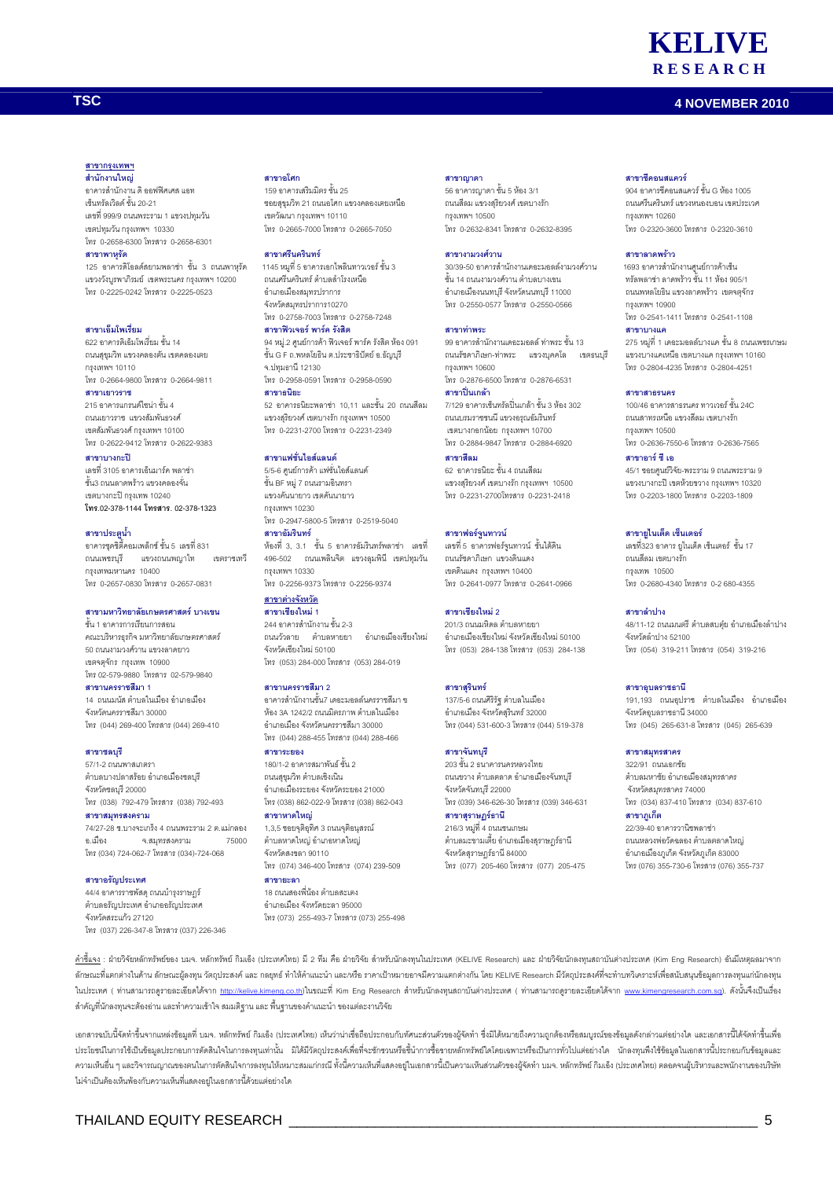**สาขากรุงเทพฯ**

**สำนักงานใหญ่**
อาคารสำนักงาน ดิ ออฟฟิศเศส แอท เซ็นทรัลเวิลด์ ชั้น 20-21
เลขที่ 999/9 ถนนพระราม 1 แขวงปทุมวัน เขตปทุมวัน กรุงเทพฯ 10330
โทร 0-2658-6300 โทรสาร 0-2658-6301

**สาขาพาหุรัด**
125 อาคารดิโอลด์สยามพลาซ่า ชั้น 3 ถนนพาหุรัด แขวงวังบูรพาภิรมย์ เขตพระนคร กรุงเทพฯ 10200
โทร 0-2225-0242 โทรสาร 0-2225-0523

**สาขาเอ็มโพเรียม**
622 อาคารดิเอ็มโพเรียม ชั้น 14 ถนนสุขุมวิท แขวงคลองตัน เขตคลองเตย กรุงเทพฯ 10110
โทร 0-2664-9800 โทรสาร 0-2664-9811

**สาขาเยาวราช**
215 อาคารแกรนด์ไชน่า ชั้น 4 ถนนเยาวราช แขวงสัมพันธวงศ์ เขตสัมพันธวงศ์ กรุงเทพฯ 10100
โทร 0-2622-9412 โทรสาร 0-2622-9383

**สาขาบางกะปิ**
เลขที่ 3105 อาคารเอ็นมาร์ค พลาซ่า ชั้น3 ถนนลาดพร้าว แขวงคลองจั่น เขตบางกะปิ กรุงเทพฯ 10240
**โทร.02-378-1144 โทรสาร. 02-378-1323**

**สาขาประตูน้ำ**
อาคารซุดซิตี้คอมเพล็กซ์ ชั้น 5 เลขที่ 831 ถนนเพชรบุรี แขวงถนนพญาไท เขตราชเทวี กรุงเทพมหานคร 10400
โทร 0-2657-0830 โทรสาร 0-2657-0831

**สาขามหาวิทยาลัยเกษตรศาสตร์ บางเขน**
ชั้น 1 อาคารการเรียนการสอน คณะบริหารธุรกิจ มหาวิทยาลัยเกษตรศาสตร์ 50 ถนนงามวงศ์วาน แขวงลาดยาว เขตจตุจักร กรุงเทพฯ 10900
โทร 02-579-9880 โทรสาร 02-579-9840

**สาขานครราชสีมา 1**
14 ถนนมนัส ตำบลในเมือง อำเภอเมือง จังหวัดนครราชสีมา 30000
โทร (044) 269-400 โทรสาร (044) 269-410

**สาขาชลบุรี**
57/1-2 ถนนพานทอง ตำบลบางปลาสร้อย อำเภอเมืองชลบุรี จังหวัดชลบุรี 20000
โทร (038) 792-479 โทรสาร (038) 792-493

**สาขาสมุทรสงคราม**
74/27-28 ซ.บางจะเกร็ง 4 ถนนพระราม 2 ต.แม่กลอง อ.เมือง จ.สมุทรสงคราม 75000
โทร (034) 724-062-7 โทรสาร (034)-724-068

**สาขาอรัญประเทศ**
44/4 อาคารราชพัสดุ ถนนบำรุงราษฎร์ ตำบลอรัญประเทศ อำเภออรัญประเทศ จังหวัดสระแก้ว 27120
โทร (037) 226-347-8 โทรสาร (037) 226-346

**สาขาอโศก**
159 อาคารเสริมมิตร ชั้น 25 ซอยสุขุมวิท 21 ถนนอโศก แขวงคลองเตยเหนือ เขตวัฒนา กรุงเทพฯ 10110
โทร 0-2665-7000 โทรสาร 0-2665-7050

**สาขาศรีนครินทร์**
1145 หมู่ที่ 5 อาคารเอกไพลินทาวเวอร์ ชั้น 3 ถนนศรีนครินทร์ ตำบลสำโรงเหนือ อำเภอเมืองสมุทรปราการ จังหวัดสมุทรปราการ10270
โทร 0-2758-7003 โทรสาร 0-2758-7248

**สาขาฟิวเจอร์ พาร์ค รังสิต**
94 หมู่ 2 ศูนย์การค้า ฟิวเจอร์ พาร์ค รังสิต ห้อง 091 ชั้น G F ถ.พหลโยธิน ต.ประชาธิปัตย์ อ.ธัญบุรี จ.ปทุมธานี 12130
โทร 0-2958-0591 โทรสาร 0-2958-0590

**สาขาธนิยะ**
52 อาคารธนิยะพลาซ่า 10,11 และชั้น 20 ถนนสีลม แขวงสุริยวงศ์ เขตบางรัก กรุงเทพฯ 10500
โทร 0-2231-2700 โทรสาร 0-2231-2349

**สาขาแฟชั่นไอส์แลนด์**
5/5-6 ศูนย์การค้า แฟชั่นไอส์แลนด์ ชั้น BF หมู่ 7 ถนนรามอินทรา แขวงคันนายาว เขตคันนายาว กรุงเทพฯ 10230
โทร 0-2947-5800-5 โทรสาร 0-2519-5040

**สาขาอัมรินทร์**
ห้องที่ 3, 3.1 ชั้น 5 อาคารอัมรินทร์พลาซ่า เลขที่ 496-502 ถนนเพลินจิต แขวงลุมพินี เขตปทุมวัน กรุงเทพฯ 10330
โทร 0-2256-9373 โทรสาร 0-2256-9374

**สาขาต่างจังหวัด**

**สาขาเชียงใหม่ 1**
244 อาคารสำนักงาน ชั้น 2-3 ถนนวัวลาย ตำบลหายยา อำเภอเมืองเชียงใหม่ จังหวัดเชียงใหม่ 50100
โทร (053) 284-000 โทรสาร (053) 284-019

**สาขานครราชสีมา 2**
อาคารสำนักงานชั้น7 เดอะมอลล์นครราชสีมา ข ห้อง 3A 1242/2 ถนนมิตรภาพ ตำบลในเมือง อำเภอเมือง จังหวัดนครราชสีมา 30000
โทร (044) 288-455 โทรสาร (044) 288-466

**สาขาระยอง**
180/1-2 อาคารสมาพันธ์ ชั้น 2 ถนนสุขุมวิท ตำบลเชิงเนิน อำเภอเมืองระยอง จังหวัดระยอง 21000
โทร (038) 862-022-9 โทรสาร (038) 862-043

**สาขาหาดใหญ่**
1,3,5 ซอยจุติอุทิศ 3 ถนนจุติอนุสรณ์ ตำบลหาดใหญ่ อำเภอหาดใหญ่ จังหวัดสงขลา 90110
โทร (074) 346-400 โทรสาร (074) 239-509

**สาขายะลา**
18 ถนนสองพี่น้อง ตำบลสะเตง อำเภอเมือง จังหวัดยะลา 95000
โทร (073) 255-493-7 โทรสาร (073) 255-498

**สาขาญาดา**
56 อาคารญาดา ชั้น 5 ห้อง 3/1 ถนนสีลม แขวงสุริยวงศ์ เขตบางรัก กรุงเทพฯ 10500
โทร 0-2632-8341 โทรสาร 0-2632-8395

**สาขางามวงศ์วาน**
30/39-50 อาคารสำนักงานเดอะมอลล์งามวงศ์วาน ชั้น 14 ถนนงามวงศ์วาน ตำบลบางเขน อำเภอเมืองนนทบุรี จังหวัดนนทบุรี 11000
โทร 0-2550-0577 โทรสาร 0-2550-0566

**สาขาท่าพระ**
99 อาคารสำนักงานเดอะมอลล์ ท่าพระ ชั้น 13 ถนนรัชดาภิเษก-ท่าพระ แขวงบุคคโล เขตธนบุรี กรุงเทพฯ 10600
โทร 0-2876-6500 โทรสาร 0-2876-6531

**สาขาปิ่นเกล้า**
7/129 อาคารเซ็นทรัลปิ่นเกล้า ชั้น 3 ห้อง 302 ถนนบรมราชชนนี แขวงอรุณอัมรินทร์ เขตบางกอกน้อย กรุงเทพฯ 10700
โทร 0-2884-9847 โทรสาร 0-2884-6920

**สาขาสีลม**
62 อาคารธนิยะ ชั้น 4 ถนนสีลม แขวงสุริยวงศ์ เขตบางรัก กรุงเทพฯ 10500
โทร 0-2231-2700โทรสาร 0-2231-2418

**สาขาฟอร์จูนทาวน์**
เลขที่ 5 อาคารฟอร์จูนทาวน์ ชั้นใต้ดิน ถนนรัชดาภิเษก แขวงดินแดง เขตดินแดง กรุงเทพฯ 10400
โทร 0-2641-0977 โทรสาร 0-2641-0966

**สาขาเชียงใหม่ 2**
201/3 ถนนมหิดล ตำบลหายยา อำเภอเมืองเชียงใหม่ จังหวัดเชียงใหม่ 50100
โทร (053) 284-138 โทรสาร (053) 284-138

**สาขาสุรินทร์**
137/5-6 ถนนศิริรัฐ ตำบลในเมือง อำเภอเมือง จังหวัดสุรินทร์ 32000
โทร (044) 531-600-3 โทรสาร (044) 519-378

**สาขาจันทบุรี**
203 ชั้น 2 ธนาคารนครหลวงไทย ถนนขวาง ตำบลตลาด อำเภอเมืองจันทบุรี จังหวัดจันทบุรี 22000
โทร (039) 346-626-30 โทรสาร (039) 346-631

**สาขาสุราษฎร์ธานี**
216/3 หมู่ที่ 4 ถนนชนเกษม ตำบลมะขามเตี้ย อำเภอเมืองสุราษฎร์ธานี จังหวัดสุราษฎร์ธานี 84000
โทร (077) 205-460 โทรสาร (077) 205-475

**สาขาซีคอนสแควร์**
904 อาคารซีคอนสแควร์ ชั้น G ห้อง 1005 ถนนศรีนครินทร์ แขวงหนองบอน เขตประเวศ กรุงเทพฯ 10260
โทร 0-2320-3600 โทรสาร 0-2320-3610

**สาขาลาดพร้าว**
1693 อาคารสำนักงานศูนย์การค้าเซ็นทรัลพลาซ่า ลาดพร้าว ชั้น 11 ห้อง 905/1 ถนนพหลโยธิน แขวงลาดยาว เขตจตุจักร กรุงเทพฯ 10900
โทร 0-2541-1411 โทรสาร 0-2541-1108

**สาขาบางแค**
275 หมู่ที่ 1 เดอะมอลล์บางแค ชั้น 8 ถนนเพชรเกษม แขวงบางแคเหนือ เขตบางแค กรุงเทพฯ 10160
โทร 0-2804-4235 โทรสาร 0-2804-4251

**สาขาสาธรนคร**
100/46 อาคารสาธรนคร ทาวเวอร์ ชั้น 24C ถนนสาทรเหนือ แขวงสีลม เขตบางรัก กรุงเทพฯ 10500
โทร 0-2636-7550-6 โทรสาร 0-2636-7565

**สาขาอาร์ ซี เอ**
45/1 ซอยศูนย์วิจัย-พระราม 9 ถนนพระราม 9 แขวงบางกะปิ เขตห้วยขวาง กรุงเทพฯ 10320
โทร 0-2203-1800 โทรสาร 0-2203-1809

**สาขายูไนเต็ด เซ็นเตอร์**
เลขที่323 อาคาร ยูไนเต็ด เซ็นเตอร์ ชั้น 17 ถนนสีลม เขตบางรัก กรุงเทพ 10500
โทร 0-2680-4340 โทรสาร 0-2 680-4355

**สาขาลำปาง**
48/11-12 ถนนมนตรี ตำบลสบตุ๋ย อำเภอเมืองลำปาง จังหวัดลำปาง 52100
โทร (054) 319-211 โทรสาร (054) 319-216

**สาขาอุบลราชธานี**
191,193 ถนนอุปราช ตำบลในเมือง อำเภอเมือง จังหวัดอุบลราชธานี 34000
โทร (045) 265-631-8 โทรสาร (045) 265-639

**สาขาสมุทรสาคร**
322/91 ถนนเอกชัย ตำบลมหาชัย อำเภอเมืองสมุทรสาคร จังหวัดสมุทรสาคร 74000
โทร (034) 837-410 โทรสาร (034) 837-610

**สาขาภูเก็ต**
22/39-40 อาคารวานิชพลาซ่า ถนนหลวงพ่อวัดฉลอง ตำบลตลาดใหญ่ อำเภอเมืองภูเก็ต จังหวัดภูเก็ต 83000
โทร (076) 355-730-6 โทรสาร (076) 355-737

คำชี้แจง : ฝ่ายวิจัยหลักทรัพย์ของ บมจ. หลักทรัพย์ กิมเอ็ง (ประเทศไทย) มี 2 ทีม คือ ฝ่ายวิจัย สำหรับนักลงทุนในประเทศ (KELIVE Research) และ ฝ่ายวิจัยนักลงทุนสถาบันต่างประเทศ (Kim Eng Research) อันมีเหตุผลมาจาก ลักษณะที่แตกต่างในด้าน ลักษณะผู้ลงทุน วัตถุประสงค์ และ กลยุทธ์ ทำให้คำแนะนำ และ/หรือ ราคาเป้าหมายอาจมีความแตกต่างกัน โดย KELIVE Research มีวัตถุประสงค์ที่จะทำบทวิเคราะห์เพื่อสนับสนุนข้อมูลการลงทุนแก่นักลงทุนในประเทศ ( ท่านสามารถดูรายละเอียดได้จาก http://kelive.kimeng.co.th)ในขณะที่ Kim Eng Research สำหรับนักลงทุนสถาบันต่างประเทศ ( ท่านสามารถดูรายละเอียดได้จาก www.kimengresearch.com.sg). ดังนั้นจึงเป็นเรื่องสำคัญที่นักลงทุนจะต้องอ่าน และทำความเข้าใจ สมมติฐาน และ พื้นฐานของคำแนะนำ ของแต่ละงานวิจัย

เอกสารฉบับนี้จัดทำขึ้นจากแหล่งข้อมูลที่ บมจ. หลักทรัพย์ กิมเอ็ง (ประเทศไทย) เห็นว่าน่าเชื่อถือประกอบกับทัศนะส่วนตัวของผู้จัดทำ ซึ่งมิได้หมายถึงความถูกต้องหรือสมบูรณ์ของข้อมูลดังกล่าวแต่อย่างใด และเอกสารนี้ได้จัดทำขึ้นเพื่อประโยชน์ในการใช้เป็นข้อมูลประกอบการตัดสินใจในการลงทุนเท่านั้น มิได้มีวัตถุประสงค์เพื่อชี้นำหรือชักชวนหรือชี้นำการซื้อขายหลักทรัพย์ใดโดยเฉพาะหรือเป็นการทั่วไปแต่อย่างใด นักลงทุนพึงใช้ข้อมูลในเอกสารนี้ประกอบกับข้อมูลและความเห็นอื่น ๆ และวิจารณญาณของตนในการตัดสินใจการลงทุนให้เหมาะสมแก่กรณี ทั้งนี้ความเห็นที่แสดงอยู่ในเอกสารนี้เป็นความเห็นส่วนตัวของผู้จัดทำ บมจ. หลักทรัพย์ กิมเอ็ง (ประเทศไทย) ตลอดจนผู้บริหารและพนักงานของบริษัท ไม่จำเป็นต้องเห็นพ้องกับความเห็นที่แสดงอยู่ในเอกสารนี้ด้วยแต่อย่างใด